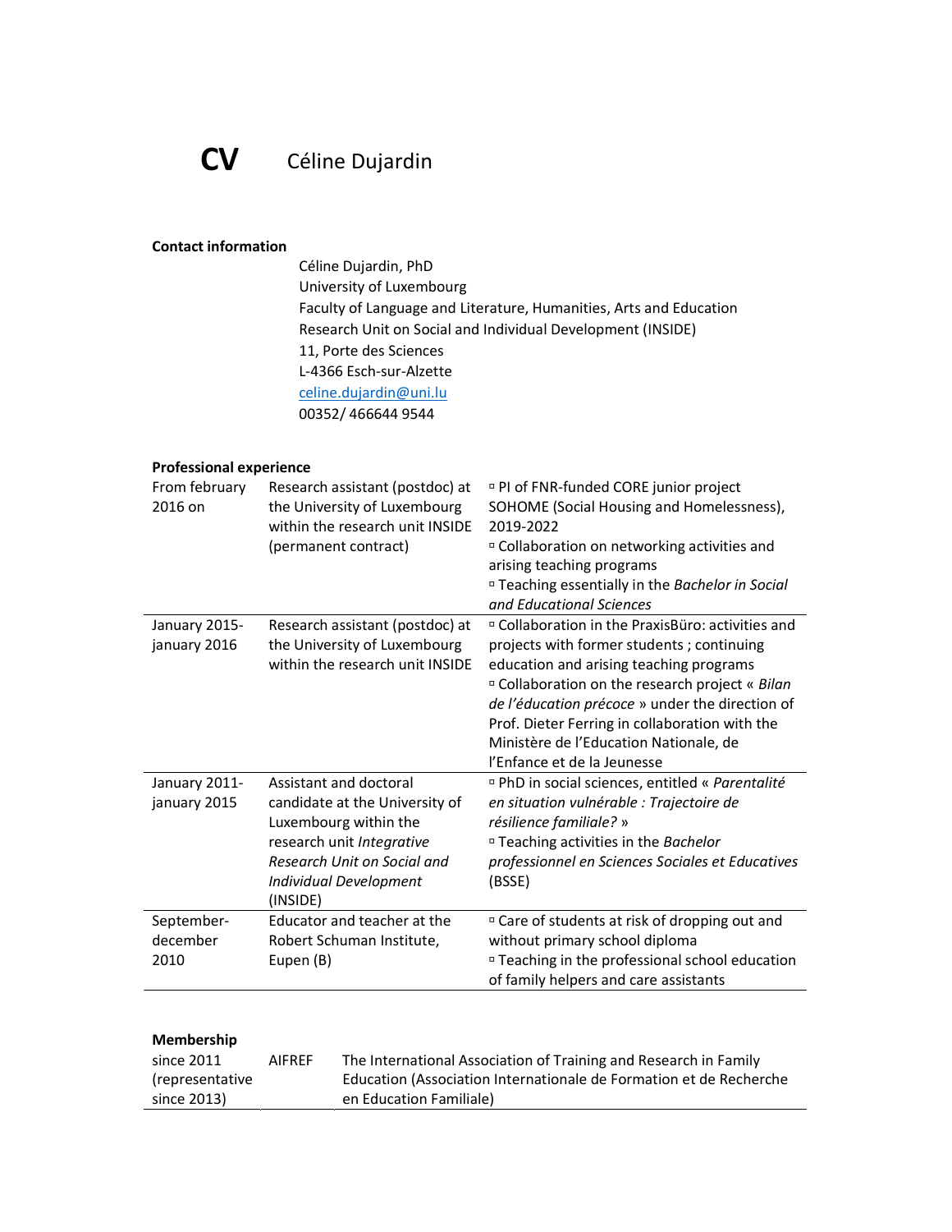# **CV** Céline Dujardin

### Contact information

Céline Dujardin, PhD
University of Luxembourg
Faculty of Language and Literature, Humanities, Arts and Education
Research Unit on Social and Individual Development (INSIDE)
11, Porte des Sciences
L-4366 Esch-sur-Alzette
celine.dujardin@uni.lu
00352/ 466644 9544

### Professional experience

| | | |
|---|---|---|
| From february 2016 on | Research assistant (postdoc) at the University of Luxembourg within the research unit INSIDE (permanent contract) | ▫ PI of FNR-funded CORE junior project SOHOME (Social Housing and Homelessness), 2019-2022<br>▫ Collaboration on networking activities and arising teaching programs<br>▫ Teaching essentially in the *Bachelor in Social and Educational Sciences* |
| January 2015-january 2016 | Research assistant (postdoc) at the University of Luxembourg within the research unit INSIDE | ▫ Collaboration in the PraxisBüro: activities and projects with former students ; continuing education and arising teaching programs<br>▫ Collaboration on the research project « *Bilan de l'éducation précoce* » under the direction of Prof. Dieter Ferring in collaboration with the Ministère de l'Education Nationale, de l'Enfance et de la Jeunesse |
| January 2011-january 2015 | Assistant and doctoral candidate at the University of Luxembourg within the research unit *Integrative Research Unit on Social and Individual Development* (INSIDE) | ▫ PhD in social sciences, entitled « *Parentalité en situation vulnérable : Trajectoire de résilience familiale?* »<br>▫ Teaching activities in the *Bachelor professionnel en Sciences Sociales et Educatives* (BSSE) |
| September-december 2010 | Educator and teacher at the Robert Schuman Institute, Eupen (B) | ▫ Care of students at risk of dropping out and without primary school diploma<br>▫ Teaching in the professional school education of family helpers and care assistants |

### Membership

| | | |
|---|---|---|
| since 2011 (representative since 2013) | AIFREF | The International Association of Training and Research in Family Education (Association Internationale de Formation et de Recherche en Education Familiale) |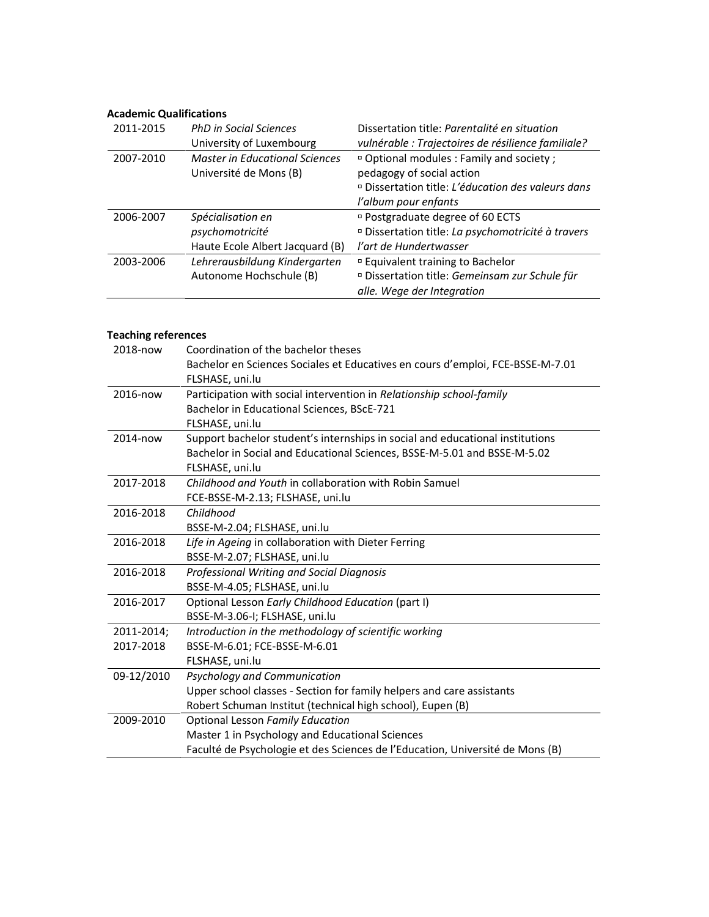**Academic Qualifications**

| | | |
|---|---|---|
| 2011-2015 | *PhD in Social Sciences*<br>University of Luxembourg | Dissertation title: *Parentalité en situation vulnérable : Trajectoires de résilience familiale?* |
| 2007-2010 | *Master in Educational Sciences*<br>Université de Mons (B) | ▫ Optional modules : Family and society ; pedagogy of social action<br>▫ Dissertation title: *L'éducation des valeurs dans l'album pour enfants* |
| 2006-2007 | *Spécialisation en psychomotricité*<br>Haute Ecole Albert Jacquard (B) | ▫ Postgraduate degree of 60 ECTS<br>▫ Dissertation title: *La psychomotricité à travers l'art de Hundertwasser* |
| 2003-2006 | *Lehrerausbildung Kindergarten*<br>Autonome Hochschule (B) | ▫ Equivalent training to Bachelor<br>▫ Dissertation title: *Gemeinsam zur Schule für alle. Wege der Integration* |

**Teaching references**

| | |
|---|---|
| 2018-now | Coordination of the bachelor theses<br>Bachelor en Sciences Sociales et Educatives en cours d'emploi, FCE-BSSE-M-7.01<br>FLSHASE, uni.lu |
| 2016-now | Participation with social intervention in *Relationship school-family*<br>Bachelor in Educational Sciences, BScE-721<br>FLSHASE, uni.lu |
| 2014-now | Support bachelor student's internships in social and educational institutions<br>Bachelor in Social and Educational Sciences, BSSE-M-5.01 and BSSE-M-5.02<br>FLSHASE, uni.lu |
| 2017-2018 | *Childhood and Youth* in collaboration with Robin Samuel<br>FCE-BSSE-M-2.13; FLSHASE, uni.lu |
| 2016-2018 | *Childhood*<br>BSSE-M-2.04; FLSHASE, uni.lu |
| 2016-2018 | *Life in Ageing* in collaboration with Dieter Ferring<br>BSSE-M-2.07; FLSHASE, uni.lu |
| 2016-2018 | *Professional Writing and Social Diagnosis*<br>BSSE-M-4.05; FLSHASE, uni.lu |
| 2016-2017 | Optional Lesson *Early Childhood Education* (part I)<br>BSSE-M-3.06-I; FLSHASE, uni.lu |
| 2011-2014;<br>2017-2018 | *Introduction in the methodology of scientific working*<br>BSSE-M-6.01; FCE-BSSE-M-6.01<br>FLSHASE, uni.lu |
| 09-12/2010 | *Psychology and Communication*<br>Upper school classes - Section for family helpers and care assistants<br>Robert Schuman Institut (technical high school), Eupen (B) |
| 2009-2010 | Optional Lesson *Family Education*<br>Master 1 in Psychology and Educational Sciences<br>Faculté de Psychologie et des Sciences de l'Education, Université de Mons (B) |